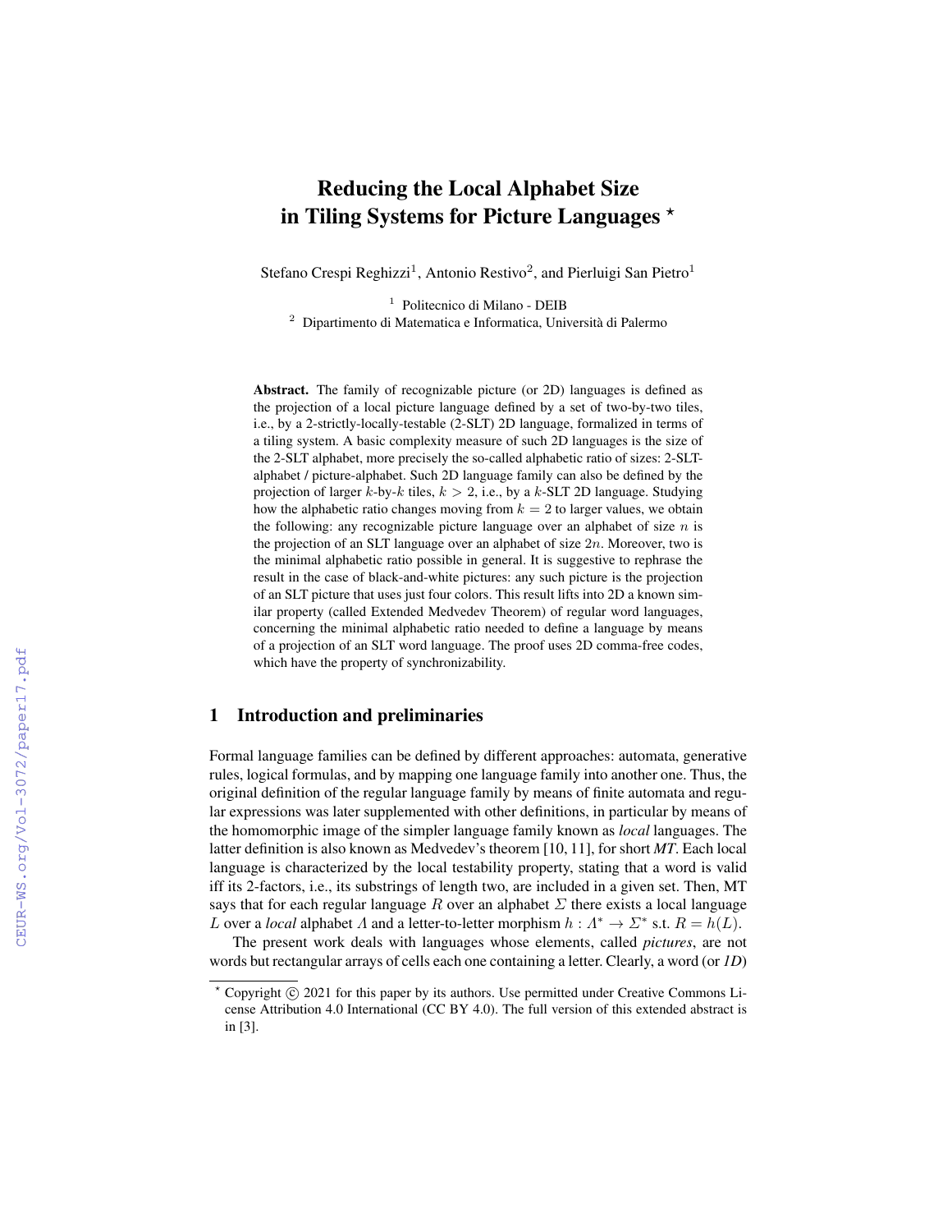# Reducing the Local Alphabet Size in Tiling Systems for Picture Languages *

Stefano Crespi Reghizzi[1], Antonio Restivo[2], and Pierluigi San Pietro[1]

[1] Politecnico di Milano - DEIB
[2] Dipartimento di Matematica e Informatica, Università di Palermo

**Abstract.** The family of recognizable picture (or 2D) languages is defined as the projection of a local picture language defined by a set of two-by-two tiles, i.e., by a 2-strictly-locally-testable (2-SLT) 2D language, formalized in terms of a tiling system. A basic complexity measure of such 2D languages is the size of the 2-SLT alphabet, more precisely the so-called alphabetic ratio of sizes: 2-SLT-alphabet / picture-alphabet. Such 2D language family can also be defined by the projection of larger $k$-by-$k$ tiles, $k > 2$, i.e., by a $k$-SLT 2D language. Studying how the alphabetic ratio changes moving from $k = 2$ to larger values, we obtain the following: any recognizable picture language over an alphabet of size $n$ is the projection of an SLT language over an alphabet of size $2n$. Moreover, two is the minimal alphabetic ratio possible in general. It is suggestive to rephrase the result in the case of black-and-white pictures: any such picture is the projection of an SLT picture that uses just four colors. This result lifts into 2D a known similar property (called Extended Medvedev Theorem) of regular word languages, concerning the minimal alphabetic ratio needed to define a language by means of a projection of an SLT word language. The proof uses 2D comma-free codes, which have the property of synchronizability.

## 1 Introduction and preliminaries

Formal language families can be defined by different approaches: automata, generative rules, logical formulas, and by mapping one language family into another one. Thus, the original definition of the regular language family by means of finite automata and regular expressions was later supplemented with other definitions, in particular by means of the homomorphic image of the simpler language family known as *local* languages. The latter definition is also known as Medvedev's theorem [10, 11], for short *MT*. Each local language is characterized by the local testability property, stating that a word is valid iff its 2-factors, i.e., its substrings of length two, are included in a given set. Then, MT says that for each regular language $R$ over an alphabet $\Sigma$ there exists a local language $L$ over a *local* alphabet $\Lambda$ and a letter-to-letter morphism $h : \Lambda^* \to \Sigma^*$ s.t. $R = h(L)$.

The present work deals with languages whose elements, called *pictures*, are not words but rectangular arrays of cells each one containing a letter. Clearly, a word (or *1D*)

* Copyright © 2021 for this paper by its authors. Use permitted under Creative Commons License Attribution 4.0 International (CC BY 4.0). The full version of this extended abstract is in [3].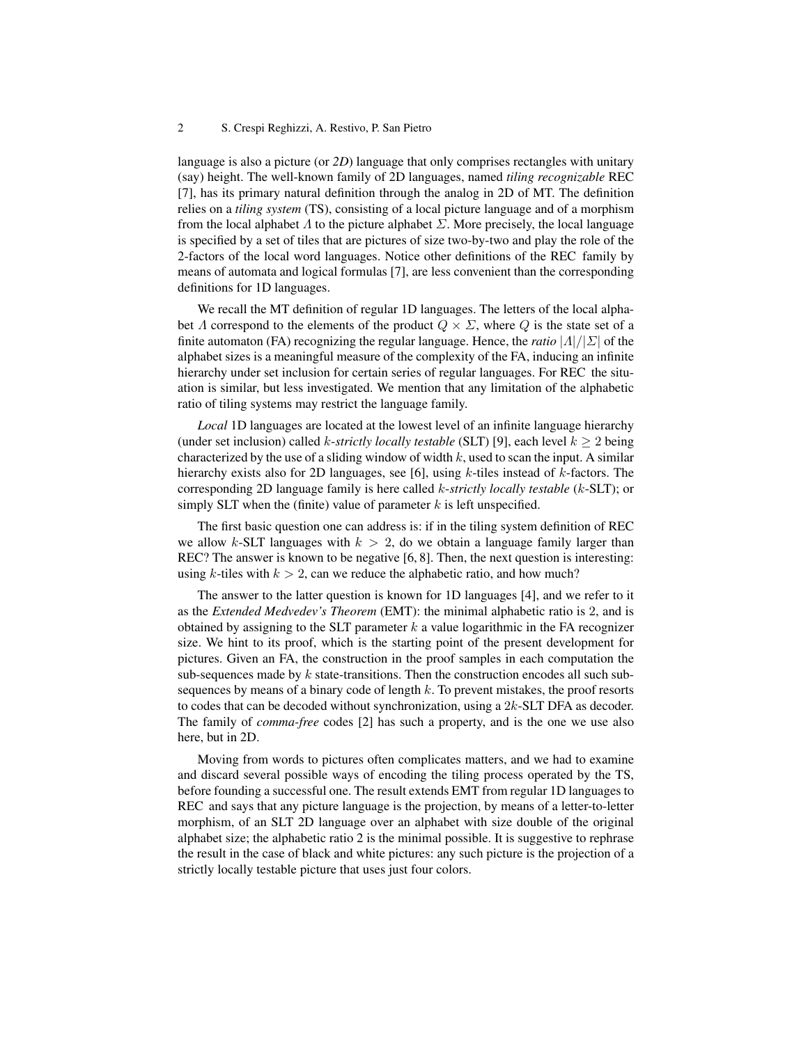language is also a picture (or *2D*) language that only comprises rectangles with unitary (say) height. The well-known family of 2D languages, named *tiling recognizable* REC [7], has its primary natural definition through the analog in 2D of MT. The definition relies on a *tiling system* (TS), consisting of a local picture language and of a morphism from the local alphabet $\Lambda$ to the picture alphabet $\Sigma$. More precisely, the local language is specified by a set of tiles that are pictures of size two-by-two and play the role of the 2-factors of the local word languages. Notice other definitions of the REC family by means of automata and logical formulas [7], are less convenient than the corresponding definitions for 1D languages.

We recall the MT definition of regular 1D languages. The letters of the local alphabet $\Lambda$ correspond to the elements of the product $Q \times \Sigma$, where $Q$ is the state set of a finite automaton (FA) recognizing the regular language. Hence, the *ratio* $|\Lambda|/|\Sigma|$ of the alphabet sizes is a meaningful measure of the complexity of the FA, inducing an infinite hierarchy under set inclusion for certain series of regular languages. For REC the situation is similar, but less investigated. We mention that any limitation of the alphabetic ratio of tiling systems may restrict the language family.

*Local* 1D languages are located at the lowest level of an infinite language hierarchy (under set inclusion) called $k$-*strictly locally testable* (SLT) [9], each level $k \geq 2$ being characterized by the use of a sliding window of width $k$, used to scan the input. A similar hierarchy exists also for 2D languages, see [6], using $k$-tiles instead of $k$-factors. The corresponding 2D language family is here called $k$-*strictly locally testable* ($k$-SLT); or simply SLT when the (finite) value of parameter $k$ is left unspecified.

The first basic question one can address is: if in the tiling system definition of REC we allow $k$-SLT languages with $k > 2$, do we obtain a language family larger than REC? The answer is known to be negative [6, 8]. Then, the next question is interesting: using $k$-tiles with $k > 2$, can we reduce the alphabetic ratio, and how much?

The answer to the latter question is known for 1D languages [4], and we refer to it as the *Extended Medvedev's Theorem* (EMT): the minimal alphabetic ratio is 2, and is obtained by assigning to the SLT parameter $k$ a value logarithmic in the FA recognizer size. We hint to its proof, which is the starting point of the present development for pictures. Given an FA, the construction in the proof samples in each computation the sub-sequences made by $k$ state-transitions. Then the construction encodes all such sub-sequences by means of a binary code of length $k$. To prevent mistakes, the proof resorts to codes that can be decoded without synchronization, using a $2k$-SLT DFA as decoder. The family of *comma-free* codes [2] has such a property, and is the one we use also here, but in 2D.

Moving from words to pictures often complicates matters, and we had to examine and discard several possible ways of encoding the tiling process operated by the TS, before founding a successful one. The result extends EMT from regular 1D languages to REC and says that any picture language is the projection, by means of a letter-to-letter morphism, of an SLT 2D language over an alphabet with size double of the original alphabet size; the alphabetic ratio 2 is the minimal possible. It is suggestive to rephrase the result in the case of black and white pictures: any such picture is the projection of a strictly locally testable picture that uses just four colors.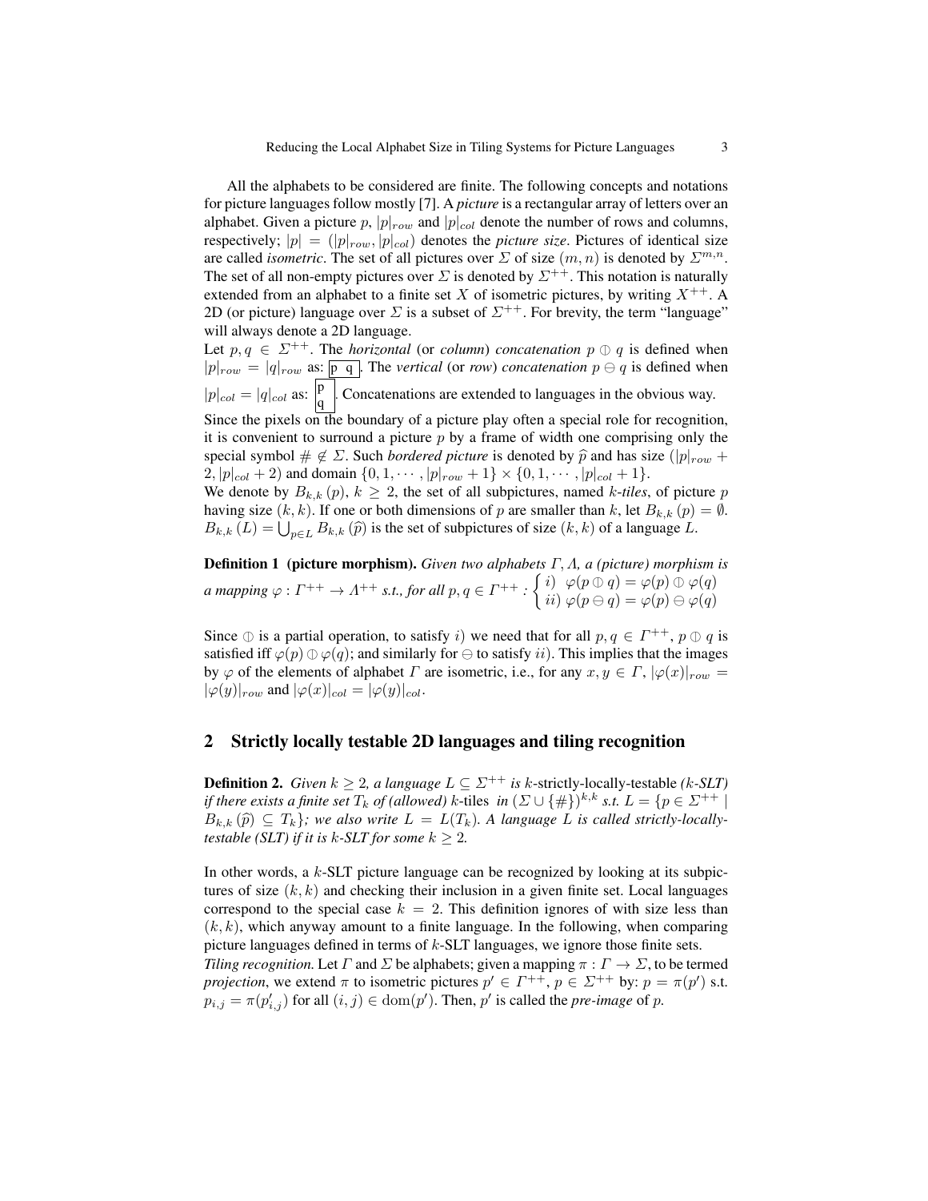All the alphabets to be considered are finite. The following concepts and notations for picture languages follow mostly [7]. A *picture* is a rectangular array of letters over an alphabet. Given a picture $p$, $|p|_{row}$ and $|p|_{col}$ denote the number of rows and columns, respectively; $|p| = (|p|_{row}, |p|_{col})$ denotes the *picture size*. Pictures of identical size are called *isometric*. The set of all pictures over $\Sigma$ of size $(m, n)$ is denoted by $\Sigma^{m,n}$. The set of all non-empty pictures over $\Sigma$ is denoted by $\Sigma^{++}$. This notation is naturally extended from an alphabet to a finite set $X$ of isometric pictures, by writing $X^{++}$. A 2D (or picture) language over $\Sigma$ is a subset of $\Sigma^{++}$. For brevity, the term "language" will always denote a 2D language.

Let $p, q \in \Sigma^{++}$. The *horizontal* (or *column*) *concatenation* $p \oplus q$ is defined when $|p|_{row} = |q|_{row}$ as: $\boxed{p\ q}$. The *vertical* (or *row*) *concatenation* $p \ominus q$ is defined when $|p|_{col} = |q|_{col}$ as: $\boxed{\begin{matrix}p\\q\end{matrix}}$. Concatenations are extended to languages in the obvious way.

Since the pixels on the boundary of a picture play often a special role for recognition, it is convenient to surround a picture $p$ by a frame of width one comprising only the special symbol $\# \notin \Sigma$. Such *bordered picture* is denoted by $\widehat{p}$ and has size $(|p|_{row} + 2, |p|_{col} + 2)$ and domain $\{0, 1, \cdots, |p|_{row} + 1\} \times \{0, 1, \cdots, |p|_{col} + 1\}$.

We denote by $B_{k,k}(p)$, $k \geq 2$, the set of all subpictures, named *k-tiles*, of picture $p$ having size $(k, k)$. If one or both dimensions of $p$ are smaller than $k$, let $B_{k,k}(p) = \emptyset$. $B_{k,k}(L) = \bigcup_{p \in L} B_{k,k}(\widehat{p})$ is the set of subpictures of size $(k, k)$ of a language $L$.

**Definition 1 (picture morphism).** *Given two alphabets $\Gamma, \Lambda$, a (picture) morphism is a mapping $\varphi : \Gamma^{++} \to \Lambda^{++}$ s.t., for all $p, q \in \Gamma^{++}$ :* $\begin{cases} i) & \varphi(p \oplus q) = \varphi(p) \oplus \varphi(q) \\ ii) & \varphi(p \ominus q) = \varphi(p) \ominus \varphi(q) \end{cases}$

Since $\oplus$ is a partial operation, to satisfy $i)$ we need that for all $p, q \in \Gamma^{++}$, $p \oplus q$ is satisfied iff $\varphi(p) \oplus \varphi(q)$; and similarly for $\ominus$ to satisfy $ii)$. This implies that the images by $\varphi$ of the elements of alphabet $\Gamma$ are isometric, i.e., for any $x, y \in \Gamma$, $|\varphi(x)|_{row} = |\varphi(y)|_{row}$ and $|\varphi(x)|_{col} = |\varphi(y)|_{col}$.

## 2 Strictly locally testable 2D languages and tiling recognition

**Definition 2.** *Given $k \geq 2$, a language $L \subseteq \Sigma^{++}$ is* $k$-strictly-locally-testable *($k$-SLT) if there exists a finite set $T_k$ of (allowed) $k$-tiles in $(\Sigma \cup \{\#\})^{k,k}$ s.t. $L = \{p \in \Sigma^{++} \mid B_{k,k}(\widehat{p}) \subseteq T_k\}$; we also write $L = L(T_k)$. A language $L$ is called strictly-locally-testable (SLT) if it is $k$-SLT for some $k \geq 2$.*

In other words, a $k$-SLT picture language can be recognized by looking at its subpictures of size $(k, k)$ and checking their inclusion in a given finite set. Local languages correspond to the special case $k = 2$. This definition ignores of with size less than $(k, k)$, which anyway amount to a finite language. In the following, when comparing picture languages defined in terms of $k$-SLT languages, we ignore those finite sets.

*Tiling recognition.* Let $\Gamma$ and $\Sigma$ be alphabets; given a mapping $\pi : \Gamma \to \Sigma$, to be termed *projection*, we extend $\pi$ to isometric pictures $p' \in \Gamma^{++}$, $p \in \Sigma^{++}$ by: $p = \pi(p')$ s.t. $p_{i,j} = \pi(p'_{i,j})$ for all $(i, j) \in \mathrm{dom}(p')$. Then, $p'$ is called the *pre-image* of $p$.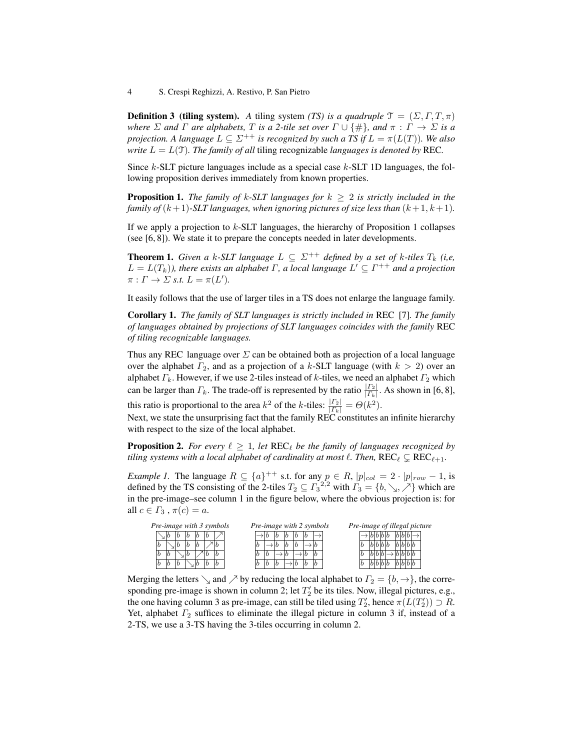**Definition 3 (tiling system).** *A* tiling system *(TS) is a quadruple $\mathcal{T} = (\Sigma, \Gamma, T, \pi)$ where $\Sigma$ and $\Gamma$ are alphabets, $T$ is a 2-tile set over $\Gamma \cup \{\#\}$, and $\pi : \Gamma \to \Sigma$ is a projection. A language $L \subseteq \Sigma^{++}$ is recognized by such a TS if $L = \pi(L(T))$. We also write $L = L(\mathcal{T})$. The family of all* tiling recognizable *languages is denoted by* REC.

Since $k$-SLT picture languages include as a special case $k$-SLT 1D languages, the following proposition derives immediately from known properties.

**Proposition 1.** *The family of $k$-SLT languages for $k \geq 2$ is strictly included in the family of $(k+1)$-SLT languages, when ignoring pictures of size less than $(k+1, k+1)$.*

If we apply a projection to $k$-SLT languages, the hierarchy of Proposition 1 collapses (see [6, 8]). We state it to prepare the concepts needed in later developments.

**Theorem 1.** *Given a $k$-SLT language $L \subseteq \Sigma^{++}$ defined by a set of $k$-tiles $T_k$ (i,e, $L = L(T_k)$), there exists an alphabet $\Gamma$, a local language $L' \subseteq \Gamma^{++}$ and a projection $\pi : \Gamma \to \Sigma$ s.t. $L = \pi(L')$.*

It easily follows that the use of larger tiles in a TS does not enlarge the language family.

**Corollary 1.** *The family of SLT languages is strictly included in* REC [7]. *The family of languages obtained by projections of SLT languages coincides with the family* REC *of tiling recognizable languages.*

Thus any REC language over $\Sigma$ can be obtained both as projection of a local language over the alphabet $\Gamma_2$, and as a projection of a $k$-SLT language (with $k > 2$) over an alphabet $\Gamma_k$. However, if we use 2-tiles instead of $k$-tiles, we need an alphabet $\Gamma_2$ which can be larger than $\Gamma_k$. The trade-off is represented by the ratio $\frac{|\Gamma_2|}{|\Gamma_k|}$. As shown in [6, 8], this ratio is proportional to the area $k^2$ of the $k$-tiles: $\frac{|\Gamma_2|}{|\Gamma_k|} = \Theta(k^2)$.

Next, we state the unsurprising fact that the family REC constitutes an infinite hierarchy with respect to the size of the local alphabet.

**Proposition 2.** *For every $\ell \geq 1$, let $\text{REC}_\ell$ be the family of languages recognized by tiling systems with a local alphabet of cardinality at most $\ell$. Then, $\text{REC}_\ell \subsetneq \text{REC}_{\ell+1}$.*

*Example 1.* The language $R \subseteq \{a\}^{++}$ s.t. for any $p \in R$, $|p|_{col} = 2 \cdot |p|_{row} - 1$, is defined by the TS consisting of the 2-tiles $T_2 \subseteq {\Gamma_3}^{2,2}$ with $\Gamma_3 = \{b, \searrow, \nearrow\}$ which are in the pre-image–see column 1 in the figure below, where the obvious projection is: for all $c \in \Gamma_3$ , $\pi(c) = a$.

*Pre-image with 3 symbols*

| | | | | | | |
|---|---|---|---|---|---|---|
| $\searrow$ | $b$ | $b$ | $b$ | $b$ | $b$ | $\nearrow$ |
| $b$ | $\searrow$ | $b$ | $b$ | $b$ | $\nearrow$ | $b$ |
| $b$ | $b$ | $\searrow$ | $b$ | $\nearrow$ | $b$ | $b$ |
| $b$ | $b$ | $b$ | $\searrow$ | $b$ | $b$ | $b$ |

*Pre-image with 2 symbols*

| | | | | | | |
|---|---|---|---|---|---|---|
| $\rightarrow$ | $b$ | $b$ | $b$ | $b$ | $b$ | $\rightarrow$ |
| $b$ | $\rightarrow$ | $b$ | $b$ | $b$ | $\rightarrow$ | $b$ |
| $b$ | $b$ | $\rightarrow$ | $b$ | $\rightarrow$ | $b$ | $b$ |
| $b$ | $b$ | $b$ | $\rightarrow$ | $b$ | $b$ | $b$ |

*Pre-image of illegal picture*

| | | | | | | | | | | |
|---|---|---|---|---|---|---|---|---|---|---|
| $\rightarrow$ | $b$ | $b$ | $b$ | $b$ | $b$ | $b$ | $b$ | $b$ | $b$ | $\rightarrow$ |
| $b$ | $b$ | $b$ | $b$ | $b$ | $b$ | $b$ | $b$ | $b$ | $b$ | $b$ |
| $b$ | $b$ | $b$ | $b$ | $\rightarrow$ | $b$ | $b$ | $b$ | $b$ | $b$ | $b$ |
| $b$ | $b$ | $b$ | $b$ | $b$ | $b$ | $b$ | $b$ | $b$ | $b$ | $b$ |

Merging the letters $\searrow$ and $\nearrow$ by reducing the local alphabet to $\Gamma_2 = \{b, \rightarrow\}$, the corresponding pre-image is shown in column 2; let $T'_2$ be its tiles. Now, illegal pictures, e.g., the one having column 3 as pre-image, can still be tiled using $T'_2$, hence $\pi(L(T'_2)) \supset R$. Yet, alphabet $\Gamma_2$ suffices to eliminate the illegal picture in column 3 if, instead of a 2-TS, we use a 3-TS having the 3-tiles occurring in column 2.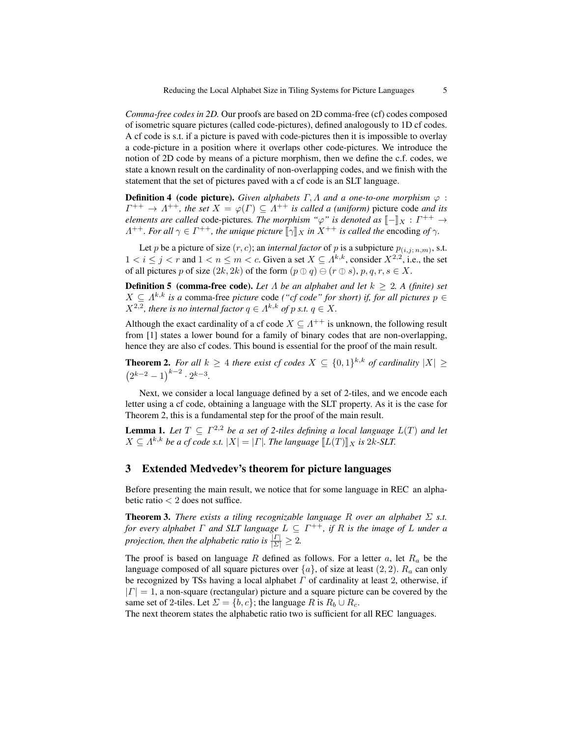*Comma-free codes in 2D.* Our proofs are based on 2D comma-free (cf) codes composed of isometric square pictures (called code-pictures), defined analogously to 1D cf codes. A cf code is s.t. if a picture is paved with code-pictures then it is impossible to overlay a code-picture in a position where it overlaps other code-pictures. We introduce the notion of 2D code by means of a picture morphism, then we define the c.f. codes, we state a known result on the cardinality of non-overlapping codes, and we finish with the statement that the set of pictures paved with a cf code is an SLT language.

**Definition 4 (code picture).** *Given alphabets $\Gamma, \Lambda$ and a one-to-one morphism $\varphi : \Gamma^{++} \to \Lambda^{++}$, the set $X = \varphi(\Gamma) \subseteq \Lambda^{++}$ is called a (uniform)* picture code *and its elements are called* code-pictures. *The morphism "$\varphi$" is denoted as $[\![-]\!]_X : \Gamma^{++} \to \Lambda^{++}$. For all $\gamma \in \Gamma^{++}$, the unique picture $[\![\gamma]\!]_X$ in $X^{++}$ is called the* encoding *of $\gamma$.*

Let $p$ be a picture of size $(r, c)$; an *internal factor* of $p$ is a subpicture $p_{(i,j;\,n,m)}$, s.t. $1 < i \leq j < r$ and $1 < n \leq m < c$. Given a set $X \subseteq \Lambda^{k,k}$, consider $X^{2,2}$, i.e., the set of all pictures $p$ of size $(2k, 2k)$ of the form $(p \oplus q) \ominus (r \oplus s)$, $p, q, r, s \in X$.

**Definition 5 (comma-free code).** *Let $\Lambda$ be an alphabet and let $k \geq 2$. A (finite) set $X \subseteq \Lambda^{k,k}$ is a* comma-free *picture* code *("cf code" for short) if, for all pictures $p \in X^{2,2}$, there is no internal factor $q \in \Lambda^{k,k}$ of $p$ s.t. $q \in X$.*

Although the exact cardinality of a cf code $X \subseteq \Lambda^{++}$ is unknown, the following result from [1] states a lower bound for a family of binary codes that are non-overlapping, hence they are also cf codes. This bound is essential for the proof of the main result.

**Theorem 2.** *For all $k \geq 4$ there exist cf codes $X \subseteq \{0,1\}^{k,k}$ of cardinality $|X| \geq \left(2^{k-2} - 1\right)^{k-2} \cdot 2^{k-3}$.*

Next, we consider a local language defined by a set of 2-tiles, and we encode each letter using a cf code, obtaining a language with the SLT property. As it is the case for Theorem 2, this is a fundamental step for the proof of the main result.

**Lemma 1.** *Let $T \subseteq \Gamma^{2,2}$ be a set of 2-tiles defining a local language $L(T)$ and let $X \subseteq \Lambda^{k,k}$ be a cf code s.t. $|X| = |\Gamma|$. The language $[\![L(T)]\!]_X$ is $2k$-SLT.*

## 3 Extended Medvedev's theorem for picture languages

Before presenting the main result, we notice that for some language in REC an alphabetic ratio $< 2$ does not suffice.

**Theorem 3.** *There exists a tiling recognizable language $R$ over an alphabet $\Sigma$ s.t. for every alphabet $\Gamma$ and SLT language $L \subseteq \Gamma^{++}$, if $R$ is the image of $L$ under a projection, then the alphabetic ratio is $\frac{|\Gamma|}{|\Sigma|} \geq 2$.*

The proof is based on language $R$ defined as follows. For a letter $a$, let $R_a$ be the language composed of all square pictures over $\{a\}$, of size at least $(2, 2)$. $R_a$ can only be recognized by TSs having a local alphabet $\Gamma$ of cardinality at least 2, otherwise, if $|\Gamma| = 1$, a non-square (rectangular) picture and a square picture can be covered by the same set of 2-tiles. Let $\Sigma = \{b, c\}$; the language $R$ is $R_b \cup R_c$.

The next theorem states the alphabetic ratio two is sufficient for all REC languages.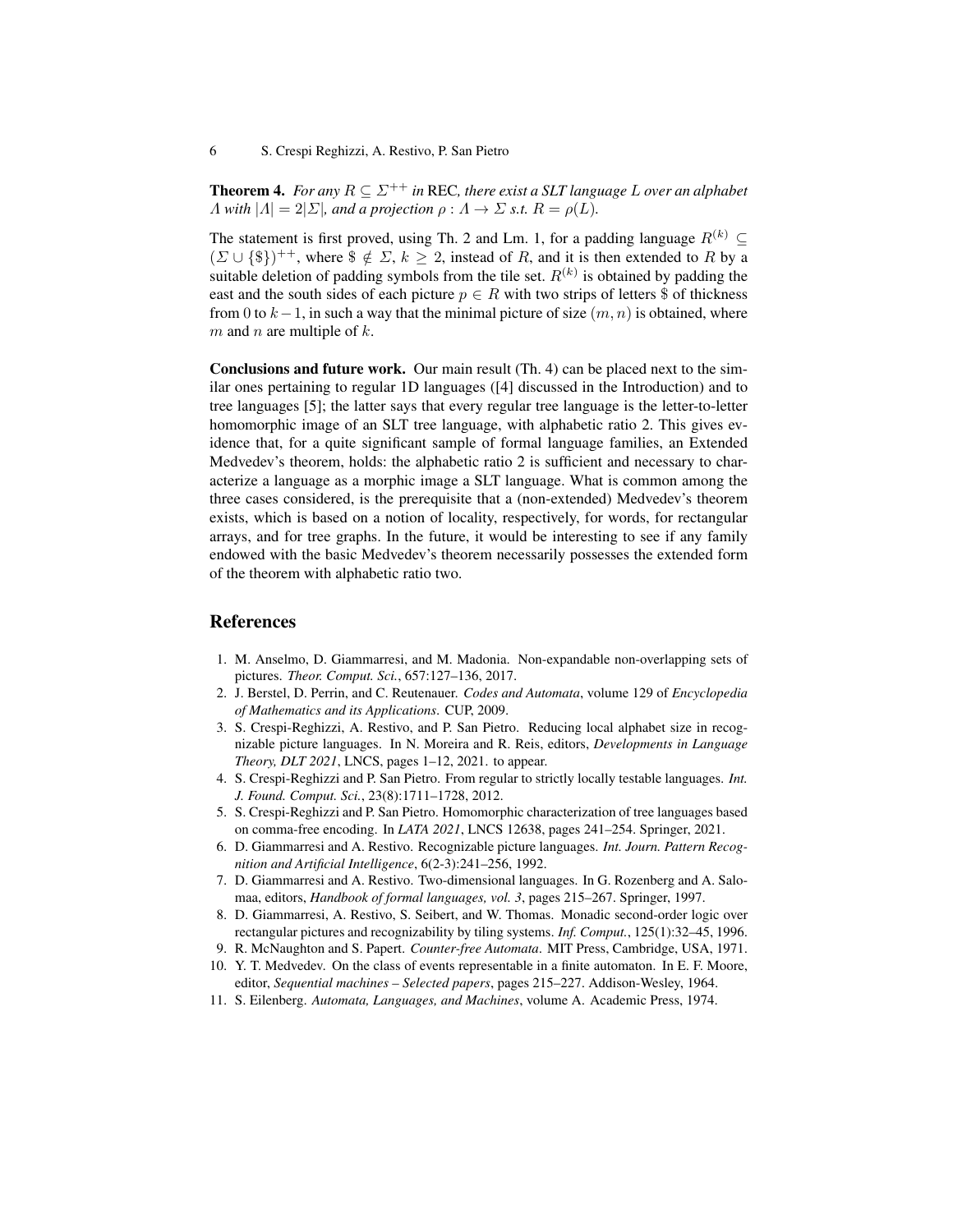**Theorem 4.** *For any $R \subseteq \Sigma^{++}$ in* REC*, there exist a SLT language $L$ over an alphabet $\Lambda$ with $|\Lambda| = 2|\Sigma|$, and a projection $\rho : \Lambda \to \Sigma$ s.t. $R = \rho(L)$.*

The statement is first proved, using Th. 2 and Lm. 1, for a padding language $R^{(k)} \subseteq (\Sigma \cup \{\$\})^{++}$, where $\$ \notin \Sigma$, $k \geq 2$, instead of $R$, and it is then extended to $R$ by a suitable deletion of padding symbols from the tile set. $R^{(k)}$ is obtained by padding the east and the south sides of each picture $p \in R$ with two strips of letters \$ of thickness from 0 to $k-1$, in such a way that the minimal picture of size $(m, n)$ is obtained, where $m$ and $n$ are multiple of $k$.

**Conclusions and future work.** Our main result (Th. 4) can be placed next to the similar ones pertaining to regular 1D languages ([4] discussed in the Introduction) and to tree languages [5]; the latter says that every regular tree language is the letter-to-letter homomorphic image of an SLT tree language, with alphabetic ratio 2. This gives evidence that, for a quite significant sample of formal language families, an Extended Medvedev's theorem, holds: the alphabetic ratio 2 is sufficient and necessary to characterize a language as a morphic image a SLT language. What is common among the three cases considered, is the prerequisite that a (non-extended) Medvedev's theorem exists, which is based on a notion of locality, respectively, for words, for rectangular arrays, and for tree graphs. In the future, it would be interesting to see if any family endowed with the basic Medvedev's theorem necessarily possesses the extended form of the theorem with alphabetic ratio two.

## References

1. M. Anselmo, D. Giammarresi, and M. Madonia. Non-expandable non-overlapping sets of pictures. *Theor. Comput. Sci.*, 657:127–136, 2017.
2. J. Berstel, D. Perrin, and C. Reutenauer. *Codes and Automata*, volume 129 of *Encyclopedia of Mathematics and its Applications*. CUP, 2009.
3. S. Crespi-Reghizzi, A. Restivo, and P. San Pietro. Reducing local alphabet size in recognizable picture languages. In N. Moreira and R. Reis, editors, *Developments in Language Theory, DLT 2021*, LNCS, pages 1–12, 2021. to appear.
4. S. Crespi-Reghizzi and P. San Pietro. From regular to strictly locally testable languages. *Int. J. Found. Comput. Sci.*, 23(8):1711–1728, 2012.
5. S. Crespi-Reghizzi and P. San Pietro. Homomorphic characterization of tree languages based on comma-free encoding. In *LATA 2021*, LNCS 12638, pages 241–254. Springer, 2021.
6. D. Giammarresi and A. Restivo. Recognizable picture languages. *Int. Journ. Pattern Recognition and Artificial Intelligence*, 6(2-3):241–256, 1992.
7. D. Giammarresi and A. Restivo. Two-dimensional languages. In G. Rozenberg and A. Salomaa, editors, *Handbook of formal languages, vol. 3*, pages 215–267. Springer, 1997.
8. D. Giammarresi, A. Restivo, S. Seibert, and W. Thomas. Monadic second-order logic over rectangular pictures and recognizability by tiling systems. *Inf. Comput.*, 125(1):32–45, 1996.
9. R. McNaughton and S. Papert. *Counter-free Automata*. MIT Press, Cambridge, USA, 1971.
10. Y. T. Medvedev. On the class of events representable in a finite automaton. In E. F. Moore, editor, *Sequential machines – Selected papers*, pages 215–227. Addison-Wesley, 1964.
11. S. Eilenberg. *Automata, Languages, and Machines*, volume A. Academic Press, 1974.